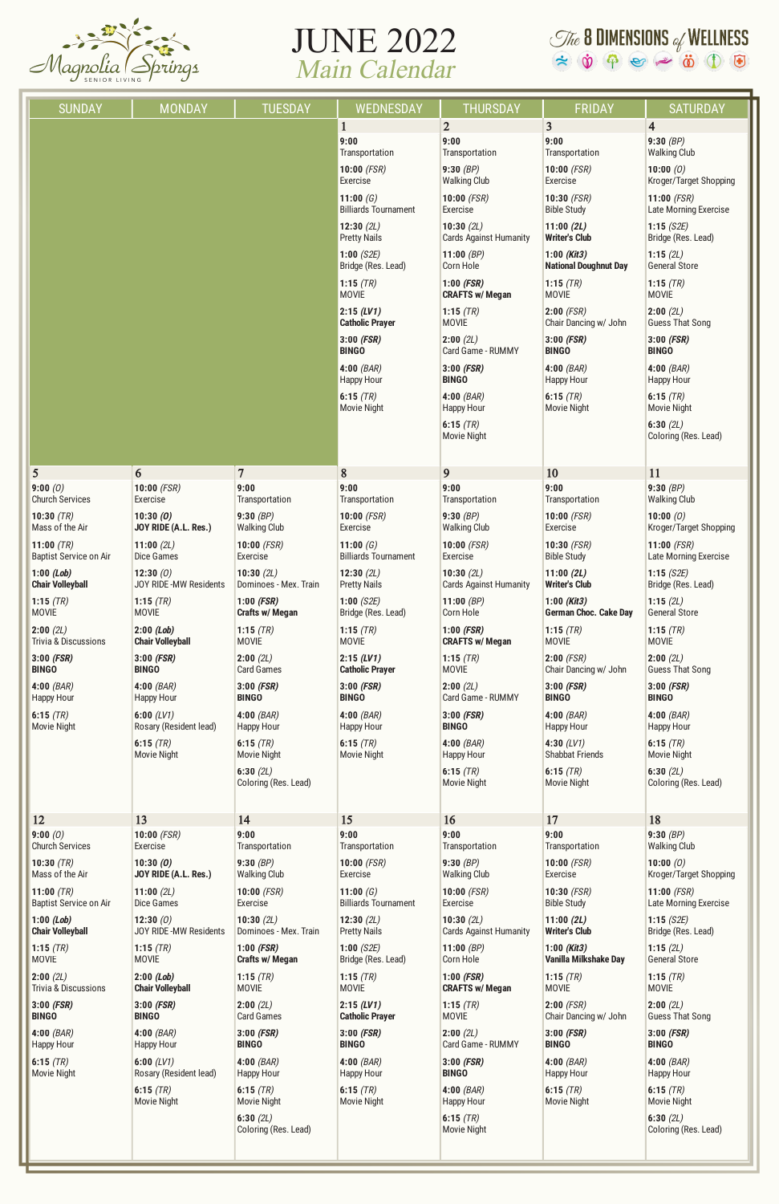Magnolia Springs SENIOR LIVING

# JUNE 2022
## Main Calendar

The 8 DIMENSIONS of WELLNESS

| SUNDAY | MONDAY | TUESDAY | WEDNESDAY | THURSDAY | FRIDAY | SATURDAY |
|---|---|---|---|---|---|---|
| | | | **1**<br>**9:00**<br>Transportation<br>**10:00** *(FSR)*<br>Exercise<br>**11:00** *(G)*<br>Billiards Tournament<br>**12:30** *(2L)*<br>Pretty Nails<br>**1:00** *(S2E)*<br>Bridge (Res. Lead)<br>**1:15** *(TR)*<br>MOVIE<br>**2:15** ***(LV1)***<br>**Catholic Prayer**<br>**3:00** ***(FSR)***<br>**BINGO**<br>**4:00** *(BAR)*<br>Happy Hour<br>**6:15** *(TR)*<br>Movie Night | **2**<br>**9:00**<br>Transportation<br>**9:30** *(BP)*<br>Walking Club<br>**10:00** *(FSR)*<br>Exercise<br>**10:30** *(2L)*<br>Cards Against Humanity<br>**11:00** *(BP)*<br>Corn Hole<br>**1:00** ***(FSR)***<br>**CRAFTS w/ Megan**<br>**1:15** *(TR)*<br>MOVIE<br>**2:00** *(2L)*<br>Card Game - RUMMY<br>**3:00** ***(FSR)***<br>**BINGO**<br>**4:00** *(BAR)*<br>Happy Hour<br>**6:15** *(TR)*<br>Movie Night | **3**<br>**9:00**<br>Transportation<br>**10:00** *(FSR)*<br>Exercise<br>**10:30** *(FSR)*<br>Bible Study<br>**11:00** ***(2L)***<br>**Writer's Club**<br>**1:00** ***(Kit3)***<br>**National Doughnut Day**<br>**1:15** *(TR)*<br>MOVIE<br>**2:00** *(FSR)*<br>Chair Dancing w/ John<br>**3:00** ***(FSR)***<br>**BINGO**<br>**4:00** *(BAR)*<br>Happy Hour<br>**6:15** *(TR)*<br>Movie Night | **4**<br>**9:30** *(BP)*<br>Walking Club<br>**10:00** *(O)*<br>Kroger/Target Shopping<br>**11:00** *(FSR)*<br>Late Morning Exercise<br>**1:15** *(S2E)*<br>Bridge (Res. Lead)<br>**1:15** *(2L)*<br>General Store<br>**1:15** *(TR)*<br>MOVIE<br>**2:00** *(2L)*<br>Guess That Song<br>**3:00** ***(FSR)***<br>**BINGO**<br>**4:00** *(BAR)*<br>Happy Hour<br>**6:15** *(TR)*<br>Movie Night<br>**6:30** *(2L)*<br>Coloring (Res. Lead) |
| **5**<br>**9:00** *(O)*<br>Church Services<br>**10:30** *(TR)*<br>Mass of the Air<br>**11:00** *(TR)*<br>Baptist Service on Air<br>**1:00** ***(Lob)***<br>**Chair Volleyball**<br>**1:15** *(TR)*<br>MOVIE<br>**2:00** *(2L)*<br>Trivia & Discussions<br>**3:00** ***(FSR)***<br>**BINGO**<br>**4:00** *(BAR)*<br>Happy Hour<br>**6:15** *(TR)*<br>Movie Night | **6**<br>**10:00** *(FSR)*<br>Exercise<br>**10:30** ***(O)***<br>**JOY RIDE (A.L. Res.)**<br>**11:00** *(2L)*<br>Dice Games<br>**12:30** *(O)*<br>JOY RIDE -MW Residents<br>**1:15** *(TR)*<br>MOVIE<br>**2:00** ***(Lob)***<br>**Chair Volleyball**<br>**3:00** *(FSR)*<br>**BINGO**<br>**4:00** *(BAR)*<br>Happy Hour<br>**6:00** *(LV1)*<br>Rosary (Resident lead)<br>**6:15** *(TR)*<br>Movie Night | **7**<br>**9:00**<br>Transportation<br>**9:30** *(BP)*<br>Walking Club<br>**10:00** *(FSR)*<br>Exercise<br>**10:30** *(2L)*<br>Dominoes - Mex. Train<br>**1:00** ***(FSR)***<br>**Crafts w/ Megan**<br>**1:15** *(TR)*<br>MOVIE<br>**2:00** *(2L)*<br>Card Games<br>**3:00** ***(FSR)***<br>**BINGO**<br>**4:00** *(BAR)*<br>Happy Hour<br>**6:15** *(TR)*<br>Movie Night<br>**6:30** *(2L)*<br>Coloring (Res. Lead) | **8**<br>**9:00**<br>Transportation<br>**10:00** *(FSR)*<br>Exercise<br>**11:00** *(G)*<br>Billiards Tournament<br>**12:30** *(2L)*<br>Pretty Nails<br>**1:00** *(S2E)*<br>Bridge (Res. Lead)<br>**1:15** *(TR)*<br>MOVIE<br>**2:15** ***(LV1)***<br>**Catholic Prayer**<br>**3:00** ***(FSR)***<br>**BINGO**<br>**4:00** *(BAR)*<br>Happy Hour<br>**6:15** *(TR)*<br>Movie Night | **9**<br>**9:00**<br>Transportation<br>**9:30** *(BP)*<br>Walking Club<br>**10:00** *(FSR)*<br>Exercise<br>**10:30** *(2L)*<br>Cards Against Humanity<br>**11:00** *(BP)*<br>Corn Hole<br>**1:00** ***(FSR)***<br>**CRAFTS w/ Megan**<br>**1:15** *(TR)*<br>MOVIE<br>**2:00** *(2L)*<br>Card Game - RUMMY<br>**3:00** ***(FSR)***<br>**BINGO**<br>**4:00** *(BAR)*<br>Happy Hour<br>**6:15** *(TR)*<br>Movie Night | **10**<br>**9:00**<br>Transportation<br>**10:00** *(FSR)*<br>Exercise<br>**10:30** *(FSR)*<br>Bible Study<br>**11:00** ***(2L)***<br>**Writer's Club**<br>**1:00** ***(Kit3)***<br>**German Choc. Cake Day**<br>**1:15** *(TR)*<br>MOVIE<br>**2:00** *(FSR)*<br>Chair Dancing w/ John<br>**3:00** ***(FSR)***<br>**BINGO**<br>**4:00** *(BAR)*<br>Happy Hour<br>**4:30** *(LV1)*<br>Shabbat Friends<br>**6:15** *(TR)*<br>Movie Night | **11**<br>**9:30** *(BP)*<br>Walking Club<br>**10:00** *(O)*<br>Kroger/Target Shopping<br>**11:00** *(FSR)*<br>Late Morning Exercise<br>**1:15** *(S2E)*<br>Bridge (Res. Lead)<br>**1:15** *(2L)*<br>General Store<br>**1:15** *(TR)*<br>MOVIE<br>**2:00** *(2L)*<br>Guess That Song<br>**3:00** ***(FSR)***<br>**BINGO**<br>**4:00** *(BAR)*<br>Happy Hour<br>**6:15** *(TR)*<br>Movie Night<br>**6:30** *(2L)*<br>Coloring (Res. Lead) |
| **12**<br>**9:00** *(O)*<br>Church Services<br>**10:30** *(TR)*<br>Mass of the Air<br>**11:00** *(TR)*<br>Baptist Service on Air<br>**1:00** ***(Lob)***<br>**Chair Volleyball**<br>**1:15** *(TR)*<br>MOVIE<br>**2:00** *(2L)*<br>Trivia & Discussions<br>**3:00** ***(FSR)***<br>**BINGO**<br>**4:00** *(BAR)*<br>Happy Hour<br>**6:15** *(TR)*<br>Movie Night | **13**<br>**10:00** *(FSR)*<br>Exercise<br>**10:30** ***(O)***<br>**JOY RIDE (A.L. Res.)**<br>**11:00** *(2L)*<br>Dice Games<br>**12:30** *(O)*<br>JOY RIDE -MW Residents<br>**1:15** *(TR)*<br>MOVIE<br>**2:00** ***(Lob)***<br>**Chair Volleyball**<br>**3:00** ***(FSR)***<br>**BINGO**<br>**4:00** *(BAR)*<br>Happy Hour<br>**6:00** *(LV1)*<br>Rosary (Resident lead)<br>**6:15** *(TR)*<br>Movie Night | **14**<br>**9:00**<br>Transportation<br>**9:30** *(BP)*<br>Walking Club<br>**10:00** *(FSR)*<br>Exercise<br>**10:30** *(2L)*<br>Dominoes - Mex. Train<br>**1:00** ***(FSR)***<br>**Crafts w/ Megan**<br>**1:15** *(TR)*<br>MOVIE<br>**2:00** *(2L)*<br>Card Games<br>**3:00** ***(FSR)***<br>**BINGO**<br>**4:00** *(BAR)*<br>Happy Hour<br>**6:15** *(TR)*<br>Movie Night<br>**6:30** *(2L)*<br>Coloring (Res. Lead) | **15**<br>**9:00**<br>Transportation<br>**10:00** *(FSR)*<br>Exercise<br>**11:00** *(G)*<br>Billiards Tournament<br>**12:30** *(2L)*<br>Pretty Nails<br>**1:00** *(S2E)*<br>Bridge (Res. Lead)<br>**1:15** *(TR)*<br>MOVIE<br>**2:15** ***(LV1)***<br>**Catholic Prayer**<br>**3:00** ***(FSR)***<br>**BINGO**<br>**4:00** *(BAR)*<br>Happy Hour<br>**6:15** *(TR)*<br>Movie Night | **16**<br>**9:00**<br>Transportation<br>**9:30** *(BP)*<br>Walking Club<br>**10:00** *(FSR)*<br>Exercise<br>**10:30** *(2L)*<br>Cards Against Humanity<br>**11:00** *(BP)*<br>Corn Hole<br>**1:00** ***(FSR)***<br>**CRAFTS w/ Megan**<br>**1:15** *(TR)*<br>MOVIE<br>**2:00** *(2L)*<br>Card Game - RUMMY<br>**3:00** ***(FSR)***<br>**BINGO**<br>**4:00** *(BAR)*<br>Happy Hour<br>**6:15** *(TR)*<br>Movie Night | **17**<br>**9:00**<br>Transportation<br>**10:00** *(FSR)*<br>Exercise<br>**10:30** *(FSR)*<br>Bible Study<br>**11:00** ***(2L)***<br>**Writer's Club**<br>**1:00** ***(Kit3)***<br>**Vanilla Milkshake Day**<br>**1:15** *(TR)*<br>MOVIE<br>**2:00** *(FSR)*<br>Chair Dancing w/ John<br>**3:00** ***(FSR)***<br>**BINGO**<br>**4:00** *(BAR)*<br>Happy Hour<br>**6:15** *(TR)*<br>Movie Night | **18**<br>**9:30** *(BP)*<br>Walking Club<br>**10:00** *(O)*<br>Kroger/Target Shopping<br>**11:00** *(FSR)*<br>Late Morning Exercise<br>**1:15** *(S2E)*<br>Bridge (Res. Lead)<br>**1:15** *(2L)*<br>General Store<br>**1:15** *(TR)*<br>MOVIE<br>**2:00** *(2L)*<br>Guess That Song<br>**3:00** ***(FSR)***<br>**BINGO**<br>**4:00** *(BAR)*<br>Happy Hour<br>**6:15** *(TR)*<br>Movie Night<br>**6:30** *(2L)*<br>Coloring (Res. Lead) |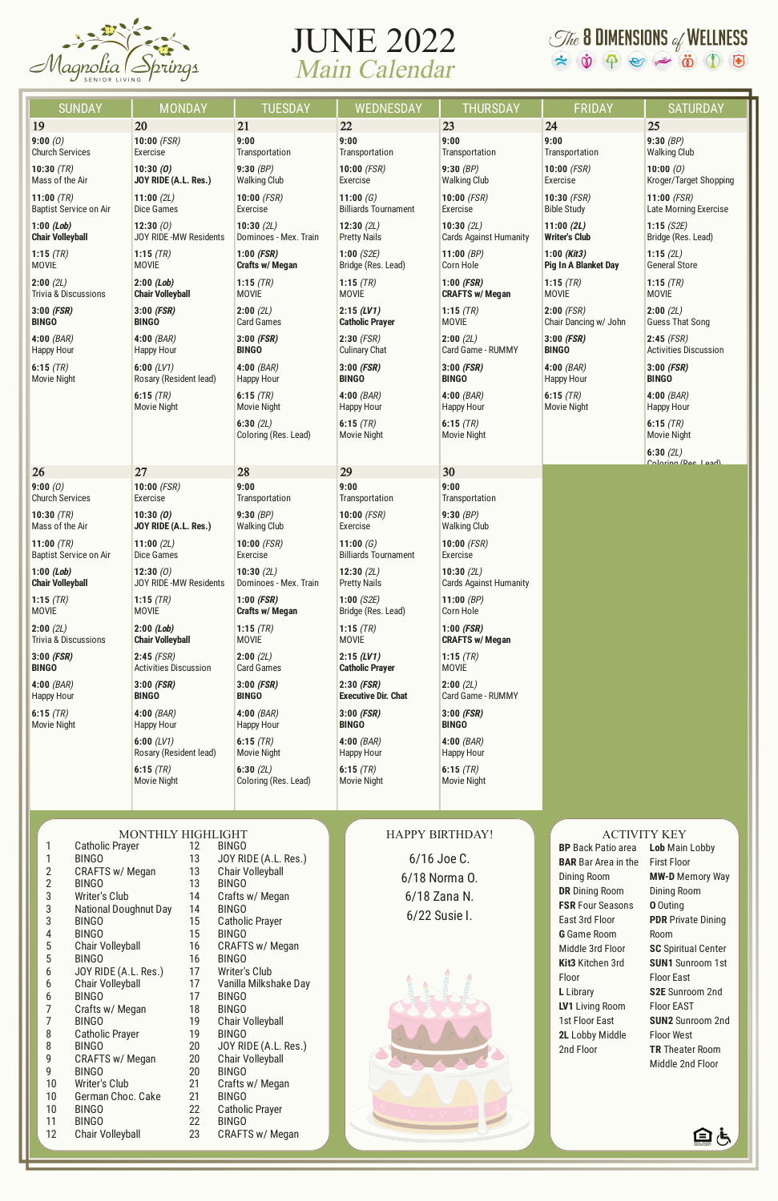# JUNE 2022
## Main Calendar

Magnolia Springs SENIOR LIVING

The 8 DIMENSIONS of WELLNESS

| SUNDAY | MONDAY | TUESDAY | WEDNESDAY | THURSDAY | FRIDAY | SATURDAY |
|---|---|---|---|---|---|---|
| **19**<br>**9:00** *(O)* Church Services<br>**10:30** *(TR)* Mass of the Air<br>**11:00** *(TR)* Baptist Service on Air<br>**1:00** ***(Lob)*** **Chair Volleyball**<br>**1:15** *(TR)* MOVIE<br>**2:00** *(2L)* Trivia & Discussions<br>**3:00** ***(FSR)*** **BINGO**<br>**4:00** *(BAR)* Happy Hour<br>**6:15** *(TR)* Movie Night | **20**<br>**10:00** *(FSR)* Exercise<br>**10:30** ***(O)*** **JOY RIDE (A.L. Res.)**<br>**11:00** *(2L)* Dice Games<br>**12:30** *(O)* JOY RIDE -MW Residents<br>**1:15** *(TR)* MOVIE<br>**2:00** ***(Lob)*** **Chair Volleyball**<br>**3:00** ***(FSR)*** **BINGO**<br>**4:00** *(BAR)* Happy Hour<br>**6:00** *(LV1)* Rosary (Resident lead)<br>**6:15** *(TR)* Movie Night | **21**<br>**9:00** Transportation<br>**9:30** *(BP)* Walking Club<br>**10:00** *(FSR)* Exercise<br>**10:30** *(2L)* Dominoes - Mex. Train<br>**1:00** ***(FSR)*** **Crafts w/ Megan**<br>**1:15** *(TR)* MOVIE<br>**2:00** *(2L)* Card Games<br>**3:00** ***(FSR)*** **BINGO**<br>**4:00** *(BAR)* Happy Hour<br>**6:15** *(TR)* Movie Night<br>**6:30** *(2L)* Coloring (Res. Lead) | **22**<br>**9:00** Transportation<br>**10:00** *(FSR)* Exercise<br>**11:00** *(G)* Billiards Tournament<br>**12:30** *(2L)* Pretty Nails<br>**1:00** *(S2E)* Bridge (Res. Lead)<br>**1:15** *(TR)* MOVIE<br>**2:15** ***(LV1)*** **Catholic Prayer**<br>**2:30** *(FSR)* Culinary Chat<br>**3:00** ***(FSR)*** **BINGO**<br>**4:00** *(BAR)* Happy Hour<br>**6:15** *(TR)* Movie Night | **23**<br>**9:00** Transportation<br>**9:30** *(BP)* Walking Club<br>**10:00** *(FSR)* Exercise<br>**10:30** *(2L)* Cards Against Humanity<br>**11:00** *(BP)* Corn Hole<br>**1:00** ***(FSR)*** **CRAFTS w/ Megan**<br>**1:15** *(TR)* MOVIE<br>**2:00** *(2L)* Card Game - RUMMY<br>**3:00** ***(FSR)*** **BINGO**<br>**4:00** *(BAR)* Happy Hour<br>**6:15** *(TR)* Movie Night | **24**<br>**9:00** Transportation<br>**10:00** *(FSR)* Exercise<br>**10:30** *(FSR)* Bible Study<br>**11:00** ***(2L)*** **Writer's Club**<br>**1:00** ***(Kit3)*** **Pig In A Blanket Day**<br>**1:15** *(TR)* MOVIE<br>**2:00** *(FSR)* Chair Dancing w/ John<br>**3:00** ***(FSR)*** **BINGO**<br>**4:00** *(BAR)* Happy Hour<br>**6:15** *(TR)* Movie Night | **25**<br>**9:30** *(BP)* Walking Club<br>**10:00** *(O)* Kroger/Target Shopping<br>**11:00** *(FSR)* Late Morning Exercise<br>**1:15** *(S2E)* Bridge (Res. Lead)<br>**1:15** *(2L)* General Store<br>**1:15** *(TR)* MOVIE<br>**2:00** *(2L)* Guess That Song<br>**2:45** *(FSR)* Activities Discussion<br>**3:00** ***(FSR)*** **BINGO**<br>**4:00** *(BAR)* Happy Hour<br>**6:15** *(TR)* Movie Night<br>**6:30** *(2L)* Coloring (Res. Lead) |
| **26**<br>**9:00** *(O)* Church Services<br>**10:30** *(TR)* Mass of the Air<br>**11:00** *(TR)* Baptist Service on Air<br>**1:00** ***(Lob)*** **Chair Volleyball**<br>**1:15** *(TR)* MOVIE<br>**2:00** *(2L)* Trivia & Discussions<br>**3:00** ***(FSR)*** **BINGO**<br>**4:00** *(BAR)* Happy Hour<br>**6:15** *(TR)* Movie Night | **27**<br>**10:00** *(FSR)* Exercise<br>**10:30** ***(O)*** **JOY RIDE (A.L. Res.)**<br>**11:00** *(2L)* Dice Games<br>**12:30** *(O)* JOY RIDE -MW Residents<br>**1:15** *(TR)* MOVIE<br>**2:00** ***(Lob)*** **Chair Volleyball**<br>**2:45** *(FSR)* Activities Discussion<br>**3:00** ***(FSR)*** **BINGO**<br>**4:00** *(BAR)* Happy Hour<br>**6:00** *(LV1)* Rosary (Resident lead)<br>**6:15** *(TR)* Movie Night | **28**<br>**9:00** Transportation<br>**9:30** *(BP)* Walking Club<br>**10:00** *(FSR)* Exercise<br>**10:30** *(2L)* Dominoes - Mex. Train<br>**1:00** ***(FSR)*** **Crafts w/ Megan**<br>**1:15** *(TR)* MOVIE<br>**2:00** *(2L)* Card Games<br>**3:00** ***(FSR)*** **BINGO**<br>**4:00** *(BAR)* Happy Hour<br>**6:15** *(TR)* Movie Night<br>**6:30** *(2L)* Coloring (Res. Lead) | **29**<br>**9:00** Transportation<br>**10:00** *(FSR)* Exercise<br>**11:00** *(G)* Billiards Tournament<br>**12:30** *(2L)* Pretty Nails<br>**1:00** *(S2E)* Bridge (Res. Lead)<br>**1:15** *(TR)* MOVIE<br>**2:15** ***(LV1)*** **Catholic Prayer**<br>**2:30** ***(FSR)*** **Executive Dir. Chat**<br>**3:00** ***(FSR)*** **BINGO**<br>**4:00** *(BAR)* Happy Hour<br>**6:15** *(TR)* Movie Night | **30**<br>**9:00** Transportation<br>**9:30** *(BP)* Walking Club<br>**10:00** *(FSR)* Exercise<br>**10:30** *(2L)* Cards Against Humanity<br>**11:00** *(BP)* Corn Hole<br>**1:00** ***(FSR)*** **CRAFTS w/ Megan**<br>**1:15** *(TR)* MOVIE<br>**2:00** *(2L)* Card Game - RUMMY<br>**3:00** ***(FSR)*** **BINGO**<br>**4:00** *(BAR)* Happy Hour<br>**6:15** *(TR)* Movie Night | | |

## MONTHLY HIGHLIGHT

| | | | |
|---|---|---|---|
| 1 | Catholic Prayer | 12 | BINGO |
| 1 | BINGO | 13 | JOY RIDE (A.L. Res.) |
| 2 | CRAFTS w/ Megan | 13 | Chair Volleyball |
| 2 | BINGO | 13 | BINGO |
| 3 | Writer's Club | 14 | Crafts w/ Megan |
| 3 | National Doughnut Day | 14 | BINGO |
| 3 | BINGO | 15 | Catholic Prayer |
| 4 | BINGO | 15 | BINGO |
| 5 | Chair Volleyball | 16 | CRAFTS w/ Megan |
| 5 | BINGO | 16 | BINGO |
| 6 | JOY RIDE (A.L. Res.) | 17 | Writer's Club |
| 6 | Chair Volleyball | 17 | Vanilla Milkshake Day |
| 6 | BINGO | 17 | BINGO |
| 7 | Crafts w/ Megan | 18 | BINGO |
| 7 | BINGO | 19 | Chair Volleyball |
| 8 | Catholic Prayer | 19 | BINGO |
| 8 | BINGO | 20 | JOY RIDE (A.L. Res.) |
| 9 | CRAFTS w/ Megan | 20 | Chair Volleyball |
| 9 | BINGO | 20 | BINGO |
| 10 | Writer's Club | 21 | Crafts w/ Megan |
| 10 | German Choc. Cake | 21 | BINGO |
| 10 | BINGO | 22 | Catholic Prayer |
| 11 | BINGO | 22 | BINGO |
| 12 | Chair Volleyball | 23 | CRAFTS w/ Megan |

## HAPPY BIRTHDAY!

6/16 Joe C.
6/18 Norma O.
6/18 Zana N.
6/22 Susie I.

## ACTIVITY KEY

- **BP** Back Patio area
- **BAR** Bar Area in the Dining Room
- **DR** Dining Room
- **FSR** Four Seasons East 3rd Floor
- **G** Game Room Middle 3rd Floor
- **Kit3** Kitchen 3rd Floor
- **L** Library
- **LV1** Living Room 1st Floor East
- **2L** Lobby Middle 2nd Floor
- **Lob** Main Lobby First Floor
- **MW-D** Memory Way Dining Room
- **O** Outing
- **PDR** Private Dining Room
- **SC** Spiritual Center
- **SUN1** Sunroom 1st Floor East
- **S2E** Sunroom 2nd Floor EAST
- **SUN2** Sunroom 2nd Floor West
- **TR** Theater Room Middle 2nd Floor